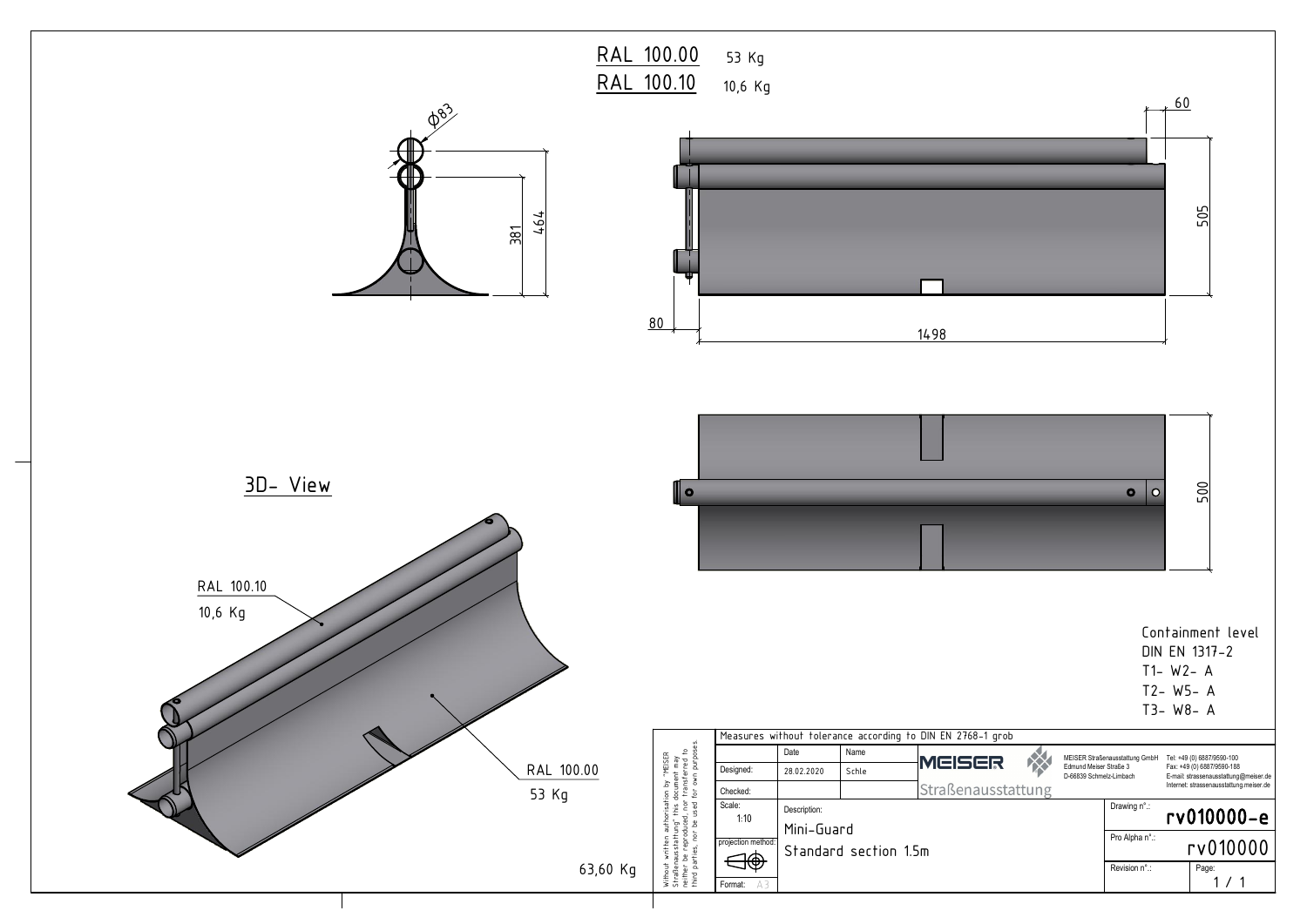RAL 100.00 53 Kg

RAL 100.10 10,6 Kg

Ø83

381

464

60

505

80

1498

500

## 3D- View

RAL 100.10

10,6 Kg

RAL 100.00

53 Kg

63,60 Kg

Containment level

DIN EN 1317-2

T1- W2- A

T2- W5- A

T3- W8- A

Without written authorisation by "MEISER Straßenausstattung" this document may neither be reproduced, nor transferred to third parties, nor be used for own purposes.

Measures without tolerance according to DIN EN 2768-1 grob

| | Date | Name |
|---|---|---|
| Designed: | 28.02.2020 | Schle |
| Checked: | | |

MEISER Straßenausstattung

MEISER Straßenausstattung GmbH
Edmund Meiser Straße 3
D-66839 Schmelz-Limbach

Tel: +49 (0) 6887/9590-100
Fax: +49 (0) 6887/9590-188
E-mail: strassenausstattung@meiser.de
Internet: strassenausstattung.meiser.de

Scale: 1:10

projection method:

Format: A3

Description:
Mini-Guard
Standard section 1.5m

Drawing n°.: rv010000-e

Pro Alpha n°.: rv010000

Revision n°.:

Page: 1 / 1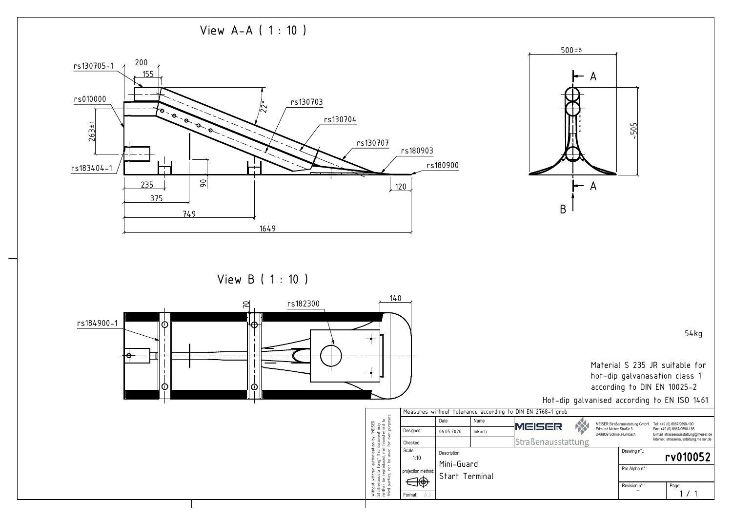## View A-A ( 1 : 10 )

rs130705-1, rs010000, rs183404-1, rs130703, rs130704, rs130707, rs180903, rs180900

200, 155, 22°, 263±1, 90, 235, 375, 749, 1649, 120

500±5, ~505

A, A, B

## View B ( 1 : 10 )

rs184900-1, rs182300

70, 140

54kg

Material S 235 JR suitable for hot-dip galvanasation class 1 according to DIN EN 10025-2

Hot-dip galvanised according to EN ISO 1461

Measures without tolerance according to DIN EN 2768-1 grob

| | Date | Name |
|---|---|---|
| Designed: | 06.05.2020 | mkoch |
| Checked: | | |

Scale: 1:10

projection method:

Format: A3

Description: Mini-Guard Start Terminal

MEISER Straßenausstattung

MEISER Straßenausstattung GmbH
Edmund Meiser Straße 3
D-66839 Schmelz-Limbach

Tel: +49 (0) 6887/9590-100
Fax: +49 (0) 6887/9590-188
E-mail: strassenausstattung@meiser.de
Internet: strassenausstattung.meiser.de

Drawing n°.: rv010052

Pro Alpha n°.:

Revision n°.: –

Page: 1 / 1

Without written authorisation by "MEISER Straßenausstattung" this document may neither be reproduced, nor transferred to third parties, nor be used for own purposes.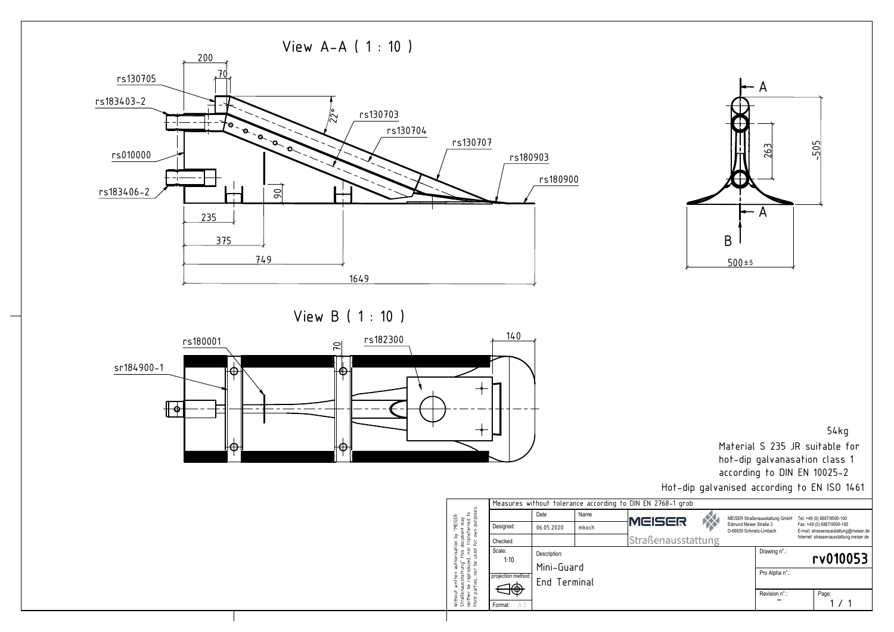View A-A ( 1 : 10 )

200
70
rs130705
rs183403-2
22°
rs130703
rs130704
rs010000
rs130707
rs180903
rs180900
rs183406-2
90
235
375
749
1649

A
263
~505
A
B
500±5

View B ( 1 : 10 )

rs180001
70
rs182300
140
sr184900-1

54kg

Material S 235 JR suitable for hot-dip galvanasation class 1 according to DIN EN 10025-2

Hot-dip galvanised according to EN ISO 1461

Measures without tolerance according to DIN EN 2768-1 grob

| | Date | Name |
|---|---|---|
| Designed: | 06.05.2020 | mkoch |
| Checked: | | |

MEISER Straßenausstattung

MEISER Straßenausstattung GmbH
Edmund Meiser Straße 3
D-66839 Schmelz-Limbach

Tel: +49 (0) 6887/9590-100
Fax: +49 (0) 6887/9590-188
E-mail: strassenausstattung@meiser.de
Internet: strassenausstattung.meiser.de

Scale: 1:10

projection method:

Format: A3

Description:
Mini-Guard
End Terminal

Drawing n°.: rv010053

Pro Alpha n°.:

Revision n°.: –

Without written authorisation by "MEISER Straßenausstattung" this document may neither be reproduced, nor transferred to third parties, nor be used for own purposes.